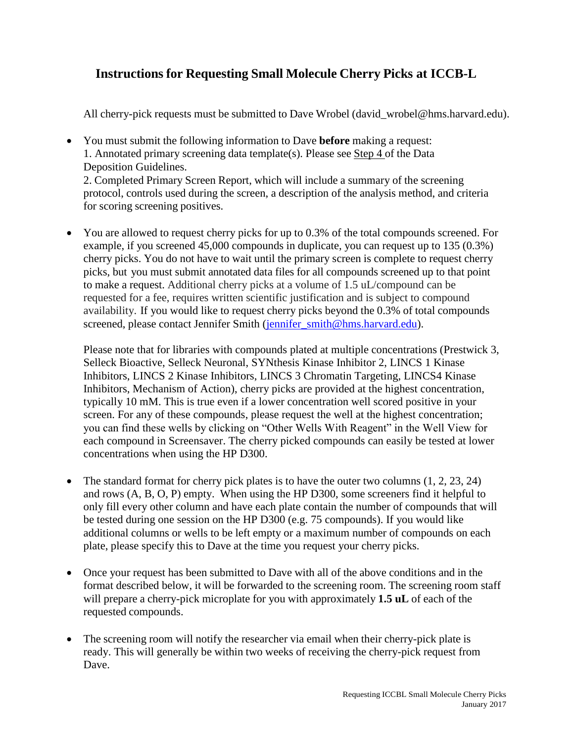# Instructions for Requesting Small Molecule Cherry Picks at ICCB-L

All cherry-pick requests must be submitted to Dave Wrobel (david_wrobel@hms.harvard.edu).

- You must submit the following information to Dave **before** making a request:
  1. Annotated primary screening data template(s). Please see Step 4 of the Data Deposition Guidelines.
  2. Completed Primary Screen Report, which will include a summary of the screening protocol, controls used during the screen, a description of the analysis method, and criteria for scoring screening positives.

- You are allowed to request cherry picks for up to 0.3% of the total compounds screened. For example, if you screened 45,000 compounds in duplicate, you can request up to 135 (0.3%) cherry picks. You do not have to wait until the primary screen is complete to request cherry picks, but you must submit annotated data files for all compounds screened up to that point to make a request. Additional cherry picks at a volume of 1.5 uL/compound can be requested for a fee, requires written scientific justification and is subject to compound availability. If you would like to request cherry picks beyond the 0.3% of total compounds screened, please contact Jennifer Smith (jennifer_smith@hms.harvard.edu).

  Please note that for libraries with compounds plated at multiple concentrations (Prestwick 3, Selleck Bioactive, Selleck Neuronal, SYNthesis Kinase Inhibitor 2, LINCS 1 Kinase Inhibitors, LINCS 2 Kinase Inhibitors, LINCS 3 Chromatin Targeting, LINCS4 Kinase Inhibitors, Mechanism of Action), cherry picks are provided at the highest concentration, typically 10 mM. This is true even if a lower concentration well scored positive in your screen. For any of these compounds, please request the well at the highest concentration; you can find these wells by clicking on "Other Wells With Reagent" in the Well View for each compound in Screensaver. The cherry picked compounds can easily be tested at lower concentrations when using the HP D300.

- The standard format for cherry pick plates is to have the outer two columns (1, 2, 23, 24) and rows (A, B, O, P) empty. When using the HP D300, some screeners find it helpful to only fill every other column and have each plate contain the number of compounds that will be tested during one session on the HP D300 (e.g. 75 compounds). If you would like additional columns or wells to be left empty or a maximum number of compounds on each plate, please specify this to Dave at the time you request your cherry picks.

- Once your request has been submitted to Dave with all of the above conditions and in the format described below, it will be forwarded to the screening room. The screening room staff will prepare a cherry-pick microplate for you with approximately **1.5 uL** of each of the requested compounds.

- The screening room will notify the researcher via email when their cherry-pick plate is ready. This will generally be within two weeks of receiving the cherry-pick request from Dave.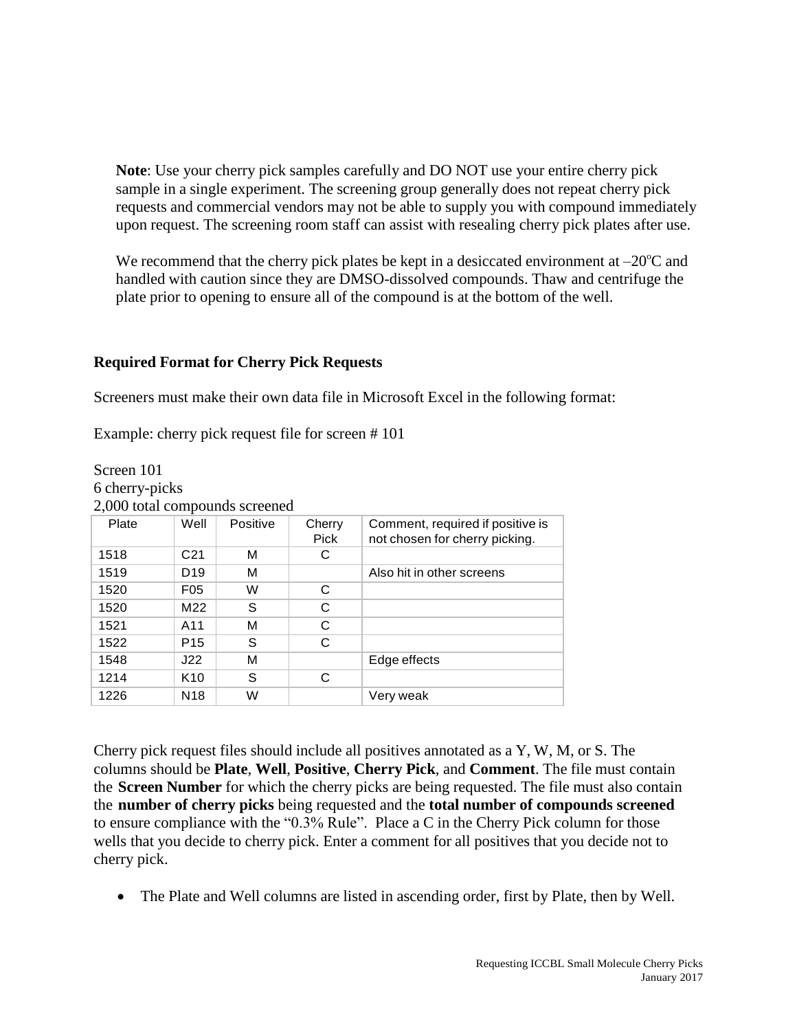**Note**: Use your cherry pick samples carefully and DO NOT use your entire cherry pick sample in a single experiment. The screening group generally does not repeat cherry pick requests and commercial vendors may not be able to supply you with compound immediately upon request. The screening room staff can assist with resealing cherry pick plates after use.

We recommend that the cherry pick plates be kept in a desiccated environment at $-20^{o}$C and handled with caution since they are DMSO-dissolved compounds. Thaw and centrifuge the plate prior to opening to ensure all of the compound is at the bottom of the well.

### Required Format for Cherry Pick Requests

Screeners must make their own data file in Microsoft Excel in the following format:

Example: cherry pick request file for screen # 101

Screen 101
6 cherry-picks
2,000 total compounds screened

| Plate | Well | Positive | Cherry Pick | Comment, required if positive is not chosen for cherry picking. |
|---|---|---|---|---|
| 1518 | C21 | M | C | |
| 1519 | D19 | M | | Also hit in other screens |
| 1520 | F05 | W | C | |
| 1520 | M22 | S | C | |
| 1521 | A11 | M | C | |
| 1522 | P15 | S | C | |
| 1548 | J22 | M | | Edge effects |
| 1214 | K10 | S | C | |
| 1226 | N18 | W | | Very weak |

Cherry pick request files should include all positives annotated as a Y, W, M, or S. The columns should be **Plate**, **Well**, **Positive**, **Cherry Pick**, and **Comment**. The file must contain the **Screen Number** for which the cherry picks are being requested. The file must also contain the **number of cherry picks** being requested and the **total number of compounds screened** to ensure compliance with the "0.3% Rule". Place a C in the Cherry Pick column for those wells that you decide to cherry pick. Enter a comment for all positives that you decide not to cherry pick.

- The Plate and Well columns are listed in ascending order, first by Plate, then by Well.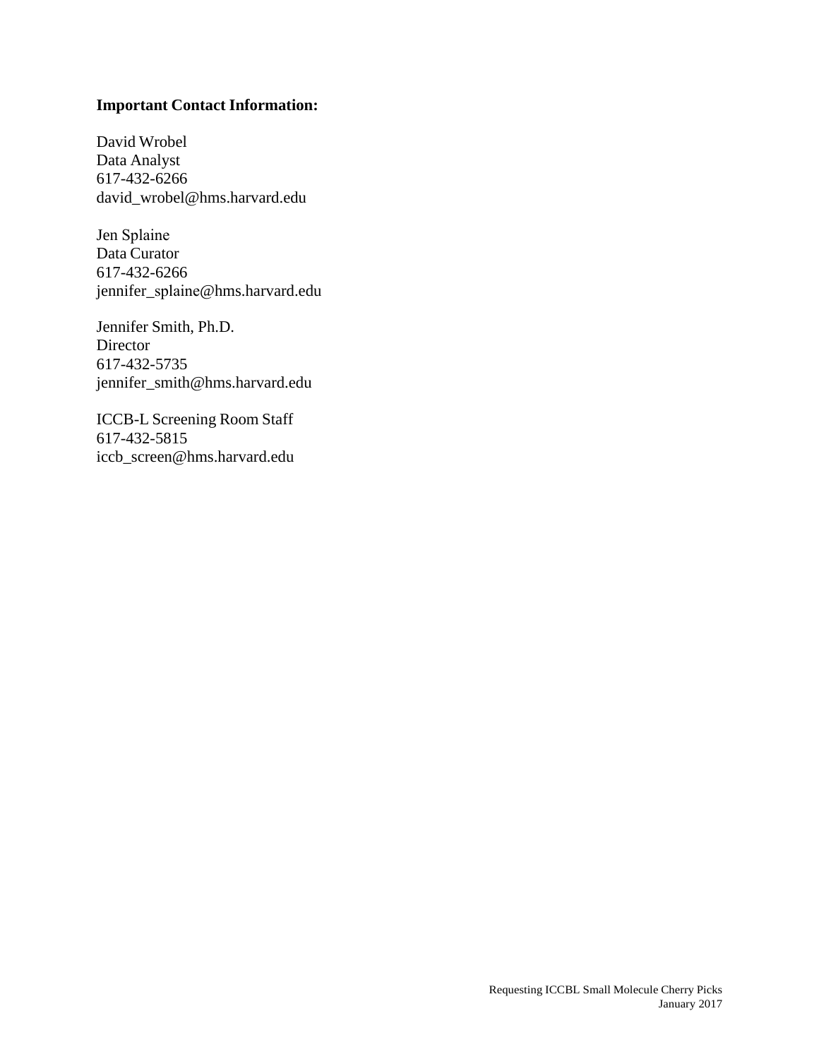**Important Contact Information:**

David Wrobel
Data Analyst
617-432-6266
david_wrobel@hms.harvard.edu

Jen Splaine
Data Curator
617-432-6266
jennifer_splaine@hms.harvard.edu

Jennifer Smith, Ph.D.
Director
617-432-5735
jennifer_smith@hms.harvard.edu

ICCB-L Screening Room Staff
617-432-5815
iccb_screen@hms.harvard.edu